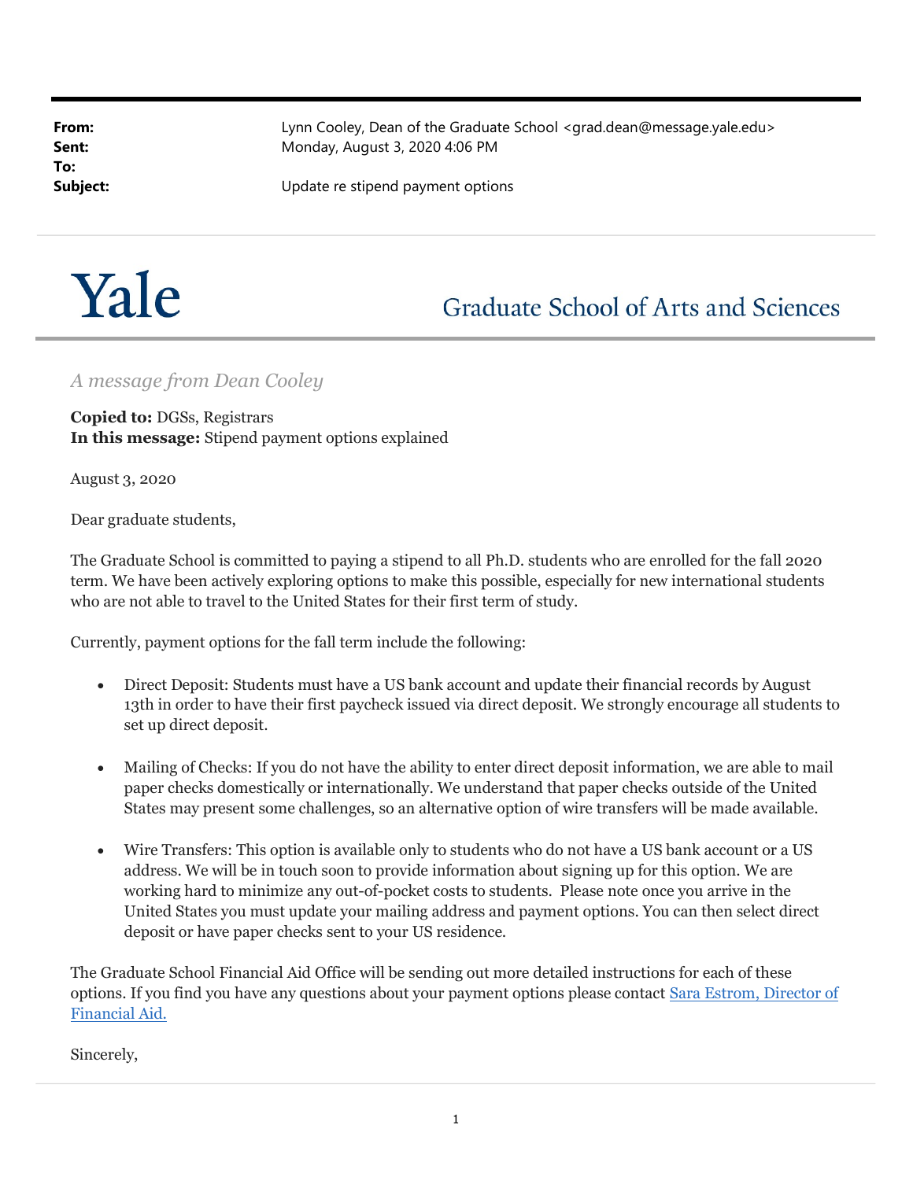**From:** Lynn Cooley, Dean of the Graduate School <grad.dean@message.yale.edu>
**Sent:** Monday, August 3, 2020 4:06 PM
**To:**
**Subject:** Update re stipend payment options

Yale

Graduate School of Arts and Sciences

*A message from Dean Cooley*

**Copied to:** DGSs, Registrars
**In this message:** Stipend payment options explained

August 3, 2020

Dear graduate students,

The Graduate School is committed to paying a stipend to all Ph.D. students who are enrolled for the fall 2020 term. We have been actively exploring options to make this possible, especially for new international students who are not able to travel to the United States for their first term of study.

Currently, payment options for the fall term include the following:

- Direct Deposit: Students must have a US bank account and update their financial records by August 13th in order to have their first paycheck issued via direct deposit. We strongly encourage all students to set up direct deposit.

- Mailing of Checks: If you do not have the ability to enter direct deposit information, we are able to mail paper checks domestically or internationally. We understand that paper checks outside of the United States may present some challenges, so an alternative option of wire transfers will be made available.

- Wire Transfers: This option is available only to students who do not have a US bank account or a US address. We will be in touch soon to provide information about signing up for this option. We are working hard to minimize any out-of-pocket costs to students. Please note once you arrive in the United States you must update your mailing address and payment options. You can then select direct deposit or have paper checks sent to your US residence.

The Graduate School Financial Aid Office will be sending out more detailed instructions for each of these options. If you find you have any questions about your payment options please contact Sara Estrom, Director of Financial Aid.

Sincerely,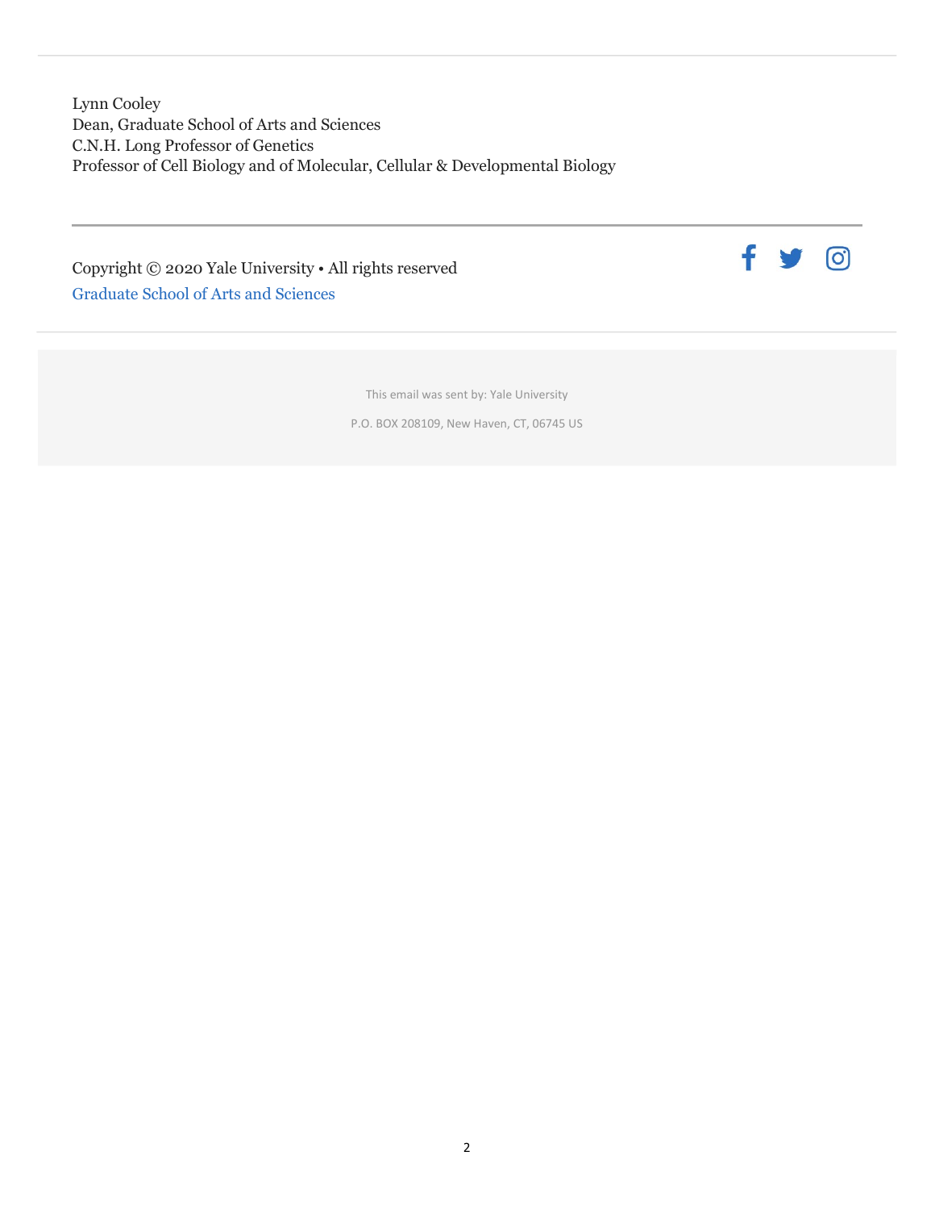Lynn Cooley  
Dean, Graduate School of Arts and Sciences  
C.N.H. Long Professor of Genetics  
Professor of Cell Biology and of Molecular, Cellular & Developmental Biology

---

Copyright © 2020 Yale University • All rights reserved  
Graduate School of Arts and Sciences

---

This email was sent by: Yale University

P.O. BOX 208109, New Haven, CT, 06745 US